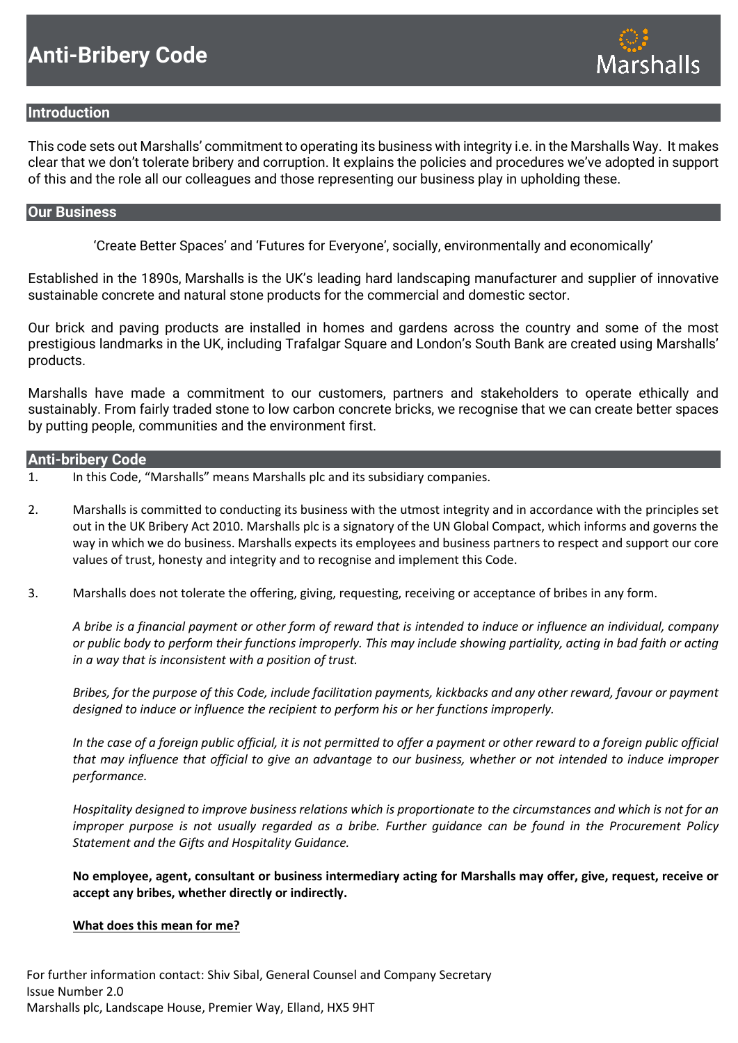# Anti-Bribery Code

Marshalls

## Introduction

This code sets out Marshalls' commitment to operating its business with integrity i.e. in the Marshalls Way. It makes clear that we don't tolerate bribery and corruption. It explains the policies and procedures we've adopted in support of this and the role all our colleagues and those representing our business play in upholding these.

## Our Business

'Create Better Spaces' and 'Futures for Everyone', socially, environmentally and economically'

Established in the 1890s, Marshalls is the UK's leading hard landscaping manufacturer and supplier of innovative sustainable concrete and natural stone products for the commercial and domestic sector.

Our brick and paving products are installed in homes and gardens across the country and some of the most prestigious landmarks in the UK, including Trafalgar Square and London's South Bank are created using Marshalls' products.

Marshalls have made a commitment to our customers, partners and stakeholders to operate ethically and sustainably. From fairly traded stone to low carbon concrete bricks, we recognise that we can create better spaces by putting people, communities and the environment first.

## Anti-bribery Code

1. In this Code, "Marshalls" means Marshalls plc and its subsidiary companies.

2. Marshalls is committed to conducting its business with the utmost integrity and in accordance with the principles set out in the UK Bribery Act 2010. Marshalls plc is a signatory of the UN Global Compact, which informs and governs the way in which we do business. Marshalls expects its employees and business partners to respect and support our core values of trust, honesty and integrity and to recognise and implement this Code.

3. Marshalls does not tolerate the offering, giving, requesting, receiving or acceptance of bribes in any form.

   *A bribe is a financial payment or other form of reward that is intended to induce or influence an individual, company or public body to perform their functions improperly. This may include showing partiality, acting in bad faith or acting in a way that is inconsistent with a position of trust.*

   *Bribes, for the purpose of this Code, include facilitation payments, kickbacks and any other reward, favour or payment designed to induce or influence the recipient to perform his or her functions improperly.*

   *In the case of a foreign public official, it is not permitted to offer a payment or other reward to a foreign public official that may influence that official to give an advantage to our business, whether or not intended to induce improper performance.*

   *Hospitality designed to improve business relations which is proportionate to the circumstances and which is not for an improper purpose is not usually regarded as a bribe. Further guidance can be found in the Procurement Policy Statement and the Gifts and Hospitality Guidance.*

   **No employee, agent, consultant or business intermediary acting for Marshalls may offer, give, request, receive or accept any bribes, whether directly or indirectly.**

   **<u>What does this mean for me?</u>**

For further information contact: Shiv Sibal, General Counsel and Company Secretary
Issue Number 2.0
Marshalls plc, Landscape House, Premier Way, Elland, HX5 9HT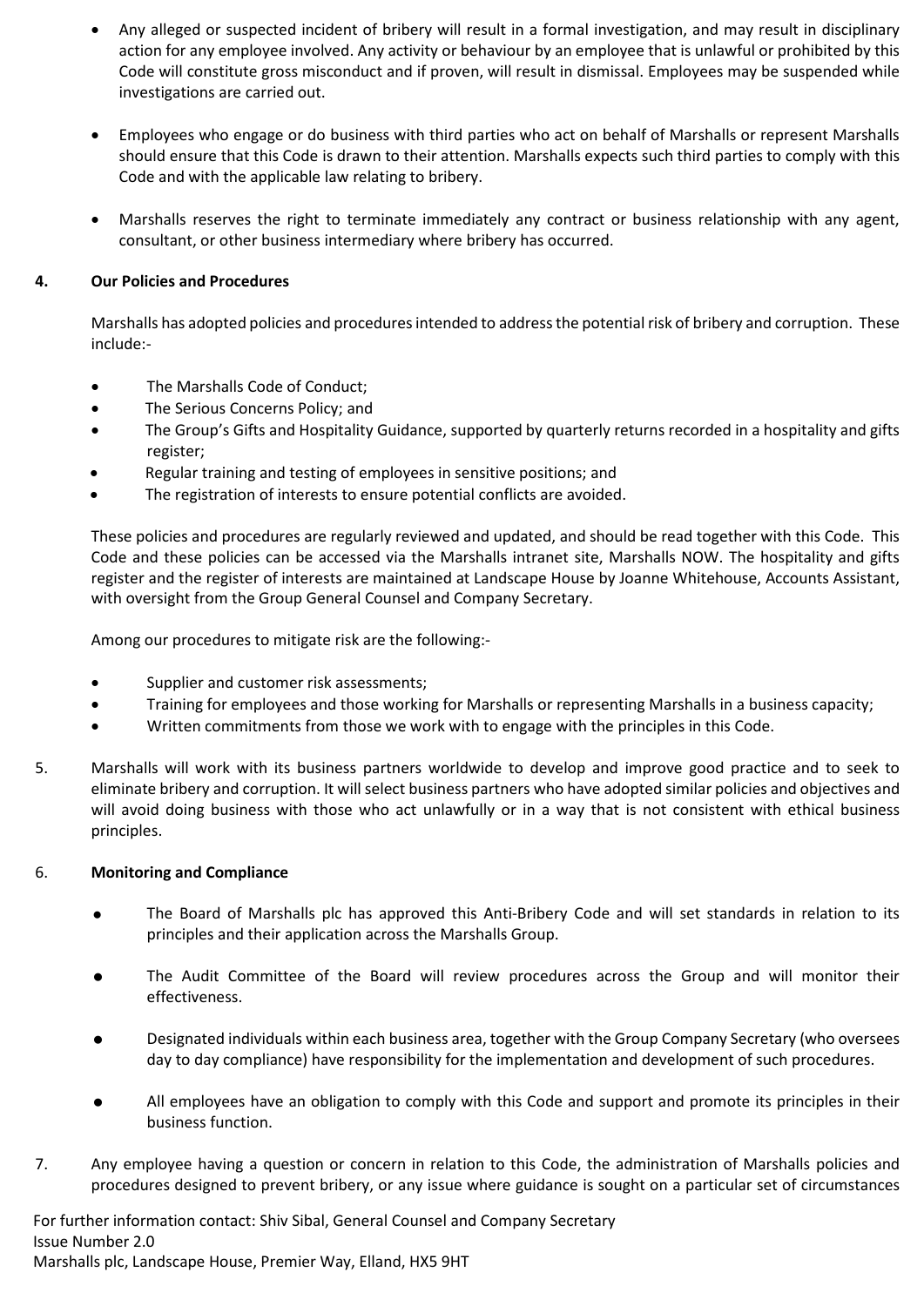- Any alleged or suspected incident of bribery will result in a formal investigation, and may result in disciplinary action for any employee involved. Any activity or behaviour by an employee that is unlawful or prohibited by this Code will constitute gross misconduct and if proven, will result in dismissal. Employees may be suspended while investigations are carried out.

- Employees who engage or do business with third parties who act on behalf of Marshalls or represent Marshalls should ensure that this Code is drawn to their attention. Marshalls expects such third parties to comply with this Code and with the applicable law relating to bribery.

- Marshalls reserves the right to terminate immediately any contract or business relationship with any agent, consultant, or other business intermediary where bribery has occurred.

## 4. Our Policies and Procedures

Marshalls has adopted policies and procedures intended to address the potential risk of bribery and corruption. These include:-

- The Marshalls Code of Conduct;
- The Serious Concerns Policy; and
- The Group's Gifts and Hospitality Guidance, supported by quarterly returns recorded in a hospitality and gifts register;
- Regular training and testing of employees in sensitive positions; and
- The registration of interests to ensure potential conflicts are avoided.

These policies and procedures are regularly reviewed and updated, and should be read together with this Code. This Code and these policies can be accessed via the Marshalls intranet site, Marshalls NOW. The hospitality and gifts register and the register of interests are maintained at Landscape House by Joanne Whitehouse, Accounts Assistant, with oversight from the Group General Counsel and Company Secretary.

Among our procedures to mitigate risk are the following:-

- Supplier and customer risk assessments;
- Training for employees and those working for Marshalls or representing Marshalls in a business capacity;
- Written commitments from those we work with to engage with the principles in this Code.

5. Marshalls will work with its business partners worldwide to develop and improve good practice and to seek to eliminate bribery and corruption. It will select business partners who have adopted similar policies and objectives and will avoid doing business with those who act unlawfully or in a way that is not consistent with ethical business principles.

## 6. Monitoring and Compliance

- The Board of Marshalls plc has approved this Anti-Bribery Code and will set standards in relation to its principles and their application across the Marshalls Group.

- The Audit Committee of the Board will review procedures across the Group and will monitor their effectiveness.

- Designated individuals within each business area, together with the Group Company Secretary (who oversees day to day compliance) have responsibility for the implementation and development of such procedures.

- All employees have an obligation to comply with this Code and support and promote its principles in their business function.

7. Any employee having a question or concern in relation to this Code, the administration of Marshalls policies and procedures designed to prevent bribery, or any issue where guidance is sought on a particular set of circumstances

For further information contact: Shiv Sibal, General Counsel and Company Secretary
Issue Number 2.0
Marshalls plc, Landscape House, Premier Way, Elland, HX5 9HT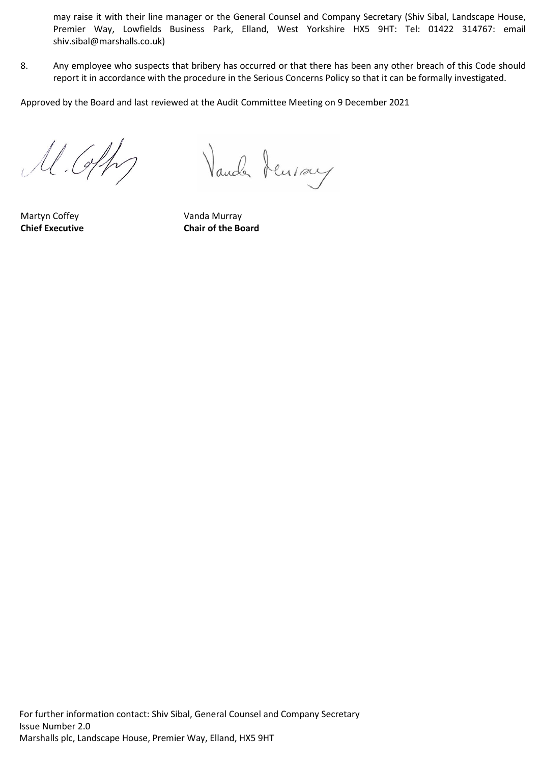may raise it with their line manager or the General Counsel and Company Secretary (Shiv Sibal, Landscape House, Premier Way, Lowfields Business Park, Elland, West Yorkshire HX5 9HT: Tel: 01422 314767: email shiv.sibal@marshalls.co.uk)

8. Any employee who suspects that bribery has occurred or that there has been any other breach of this Code should report it in accordance with the procedure in the Serious Concerns Policy so that it can be formally investigated.

Approved by the Board and last reviewed at the Audit Committee Meeting on 9 December 2021

Martyn Coffey
**Chief Executive**

Vanda Murray
**Chair of the Board**

For further information contact: Shiv Sibal, General Counsel and Company Secretary
Issue Number 2.0
Marshalls plc, Landscape House, Premier Way, Elland, HX5 9HT